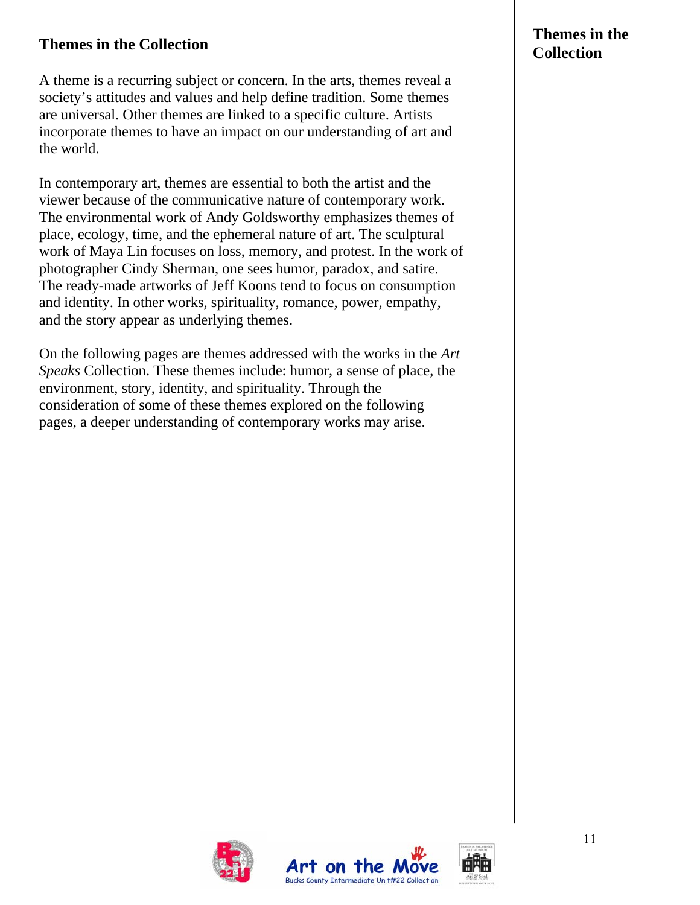## Themes in the Collection

A theme is a recurring subject or concern. In the arts, themes reveal a society's attitudes and values and help define tradition. Some themes are universal. Other themes are linked to a specific culture. Artists incorporate themes to have an impact on our understanding of art and the world.

In contemporary art, themes are essential to both the artist and the viewer because of the communicative nature of contemporary work. The environmental work of Andy Goldsworthy emphasizes themes of place, ecology, time, and the ephemeral nature of art. The sculptural work of Maya Lin focuses on loss, memory, and protest. In the work of photographer Cindy Sherman, one sees humor, paradox, and satire. The ready-made artworks of Jeff Koons tend to focus on consumption and identity. In other works, spirituality, romance, power, empathy, and the story appear as underlying themes.

On the following pages are themes addressed with the works in the *Art Speaks* Collection. These themes include: humor, a sense of place, the environment, story, identity, and spirituality. Through the consideration of some of these themes explored on the following pages, a deeper understanding of contemporary works may arise.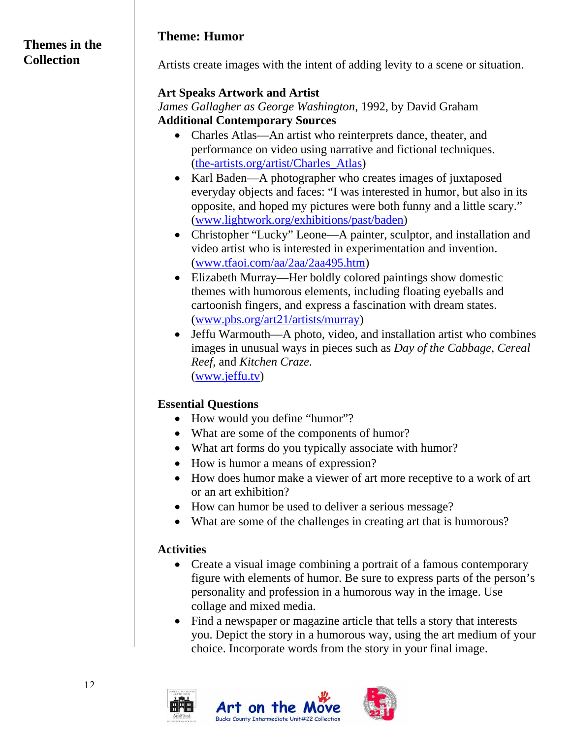**Themes in the Collection**

## Theme: Humor

Artists create images with the intent of adding levity to a scene or situation.

**Art Speaks Artwork and Artist**
*James Gallagher as George Washington*, 1992, by David Graham
**Additional Contemporary Sources**

- Charles Atlas—An artist who reinterprets dance, theater, and performance on video using narrative and fictional techniques. (the-artists.org/artist/Charles_Atlas)
- Karl Baden—A photographer who creates images of juxtaposed everyday objects and faces: "I was interested in humor, but also in its opposite, and hoped my pictures were both funny and a little scary." (www.lightwork.org/exhibitions/past/baden)
- Christopher "Lucky" Leone—A painter, sculptor, and installation and video artist who is interested in experimentation and invention. (www.tfaoi.com/aa/2aa/2aa495.htm)
- Elizabeth Murray—Her boldly colored paintings show domestic themes with humorous elements, including floating eyeballs and cartoonish fingers, and express a fascination with dream states. (www.pbs.org/art21/artists/murray)
- Jeffu Warmouth—A photo, video, and installation artist who combines images in unusual ways in pieces such as *Day of the Cabbage*, *Cereal Reef*, and *Kitchen Craze*. (www.jeffu.tv)

**Essential Questions**

- How would you define "humor"?
- What are some of the components of humor?
- What art forms do you typically associate with humor?
- How is humor a means of expression?
- How does humor make a viewer of art more receptive to a work of art or an art exhibition?
- How can humor be used to deliver a serious message?
- What are some of the challenges in creating art that is humorous?

**Activities**

- Create a visual image combining a portrait of a famous contemporary figure with elements of humor. Be sure to express parts of the person's personality and profession in a humorous way in the image. Use collage and mixed media.
- Find a newspaper or magazine article that tells a story that interests you. Depict the story in a humorous way, using the art medium of your choice. Incorporate words from the story in your final image.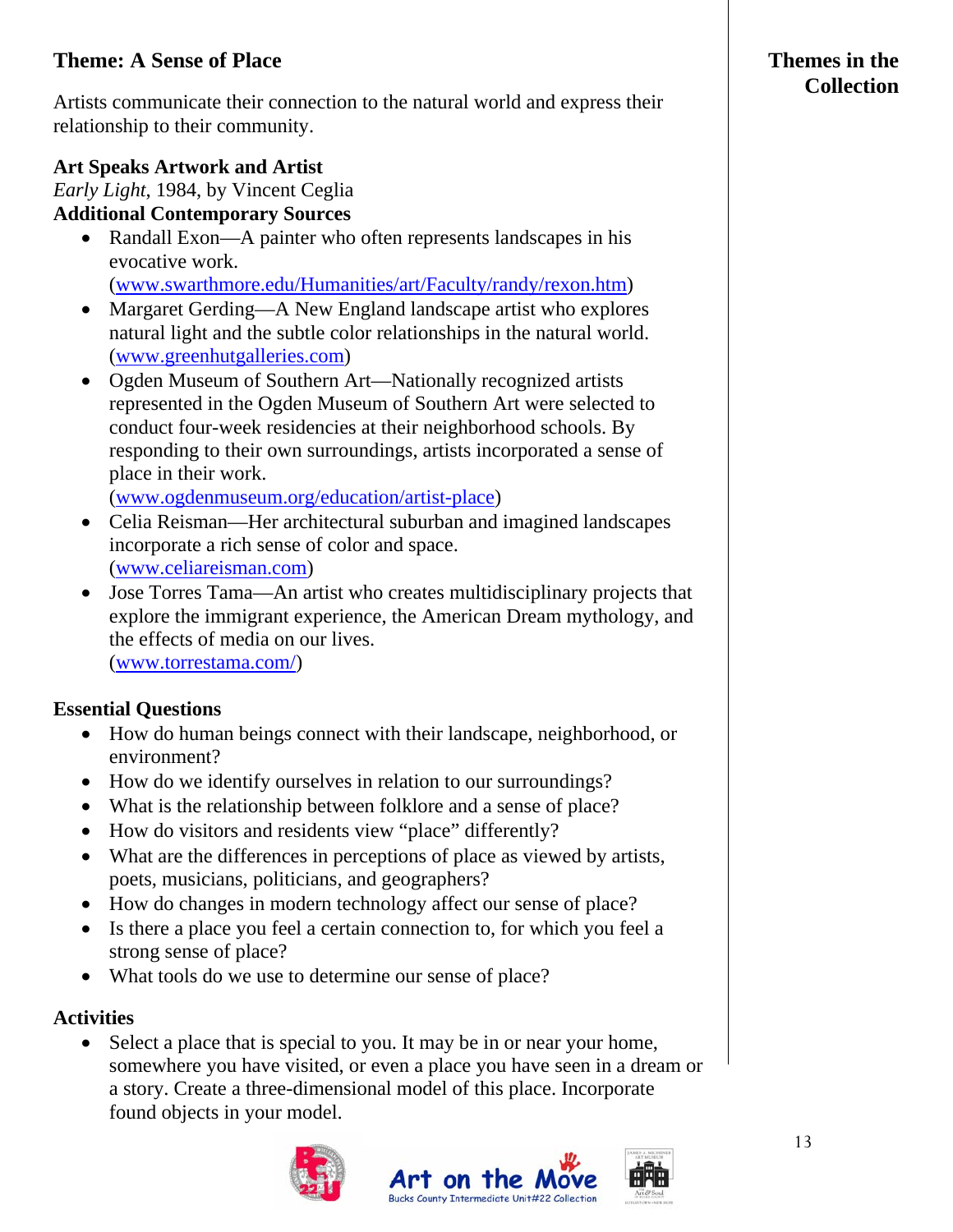## Theme: A Sense of Place

**Themes in the Collection**

Artists communicate their connection to the natural world and express their relationship to their community.

**Art Speaks Artwork and Artist**
*Early Light*, 1984, by Vincent Ceglia
**Additional Contemporary Sources**

- Randall Exon—A painter who often represents landscapes in his evocative work. (www.swarthmore.edu/Humanities/art/Faculty/randy/rexon.htm)
- Margaret Gerding—A New England landscape artist who explores natural light and the subtle color relationships in the natural world. (www.greenhutgalleries.com)
- Ogden Museum of Southern Art—Nationally recognized artists represented in the Ogden Museum of Southern Art were selected to conduct four-week residencies at their neighborhood schools. By responding to their own surroundings, artists incorporated a sense of place in their work. (www.ogdenmuseum.org/education/artist-place)
- Celia Reisman—Her architectural suburban and imagined landscapes incorporate a rich sense of color and space. (www.celiareisman.com)
- Jose Torres Tama—An artist who creates multidisciplinary projects that explore the immigrant experience, the American Dream mythology, and the effects of media on our lives. (www.torrestama.com/)

### Essential Questions

- How do human beings connect with their landscape, neighborhood, or environment?
- How do we identify ourselves in relation to our surroundings?
- What is the relationship between folklore and a sense of place?
- How do visitors and residents view "place" differently?
- What are the differences in perceptions of place as viewed by artists, poets, musicians, politicians, and geographers?
- How do changes in modern technology affect our sense of place?
- Is there a place you feel a certain connection to, for which you feel a strong sense of place?
- What tools do we use to determine our sense of place?

### Activities

- Select a place that is special to you. It may be in or near your home, somewhere you have visited, or even a place you have seen in a dream or a story. Create a three-dimensional model of this place. Incorporate found objects in your model.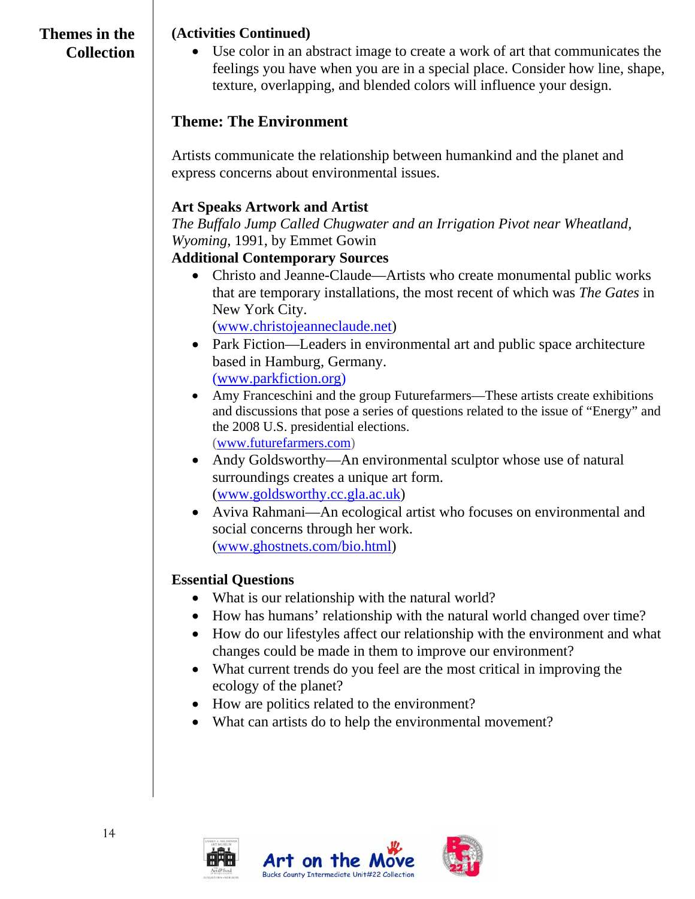**Themes in the Collection**

**(Activities Continued)**

- Use color in an abstract image to create a work of art that communicates the feelings you have when you are in a special place. Consider how line, shape, texture, overlapping, and blended colors will influence your design.

## Theme: The Environment

Artists communicate the relationship between humankind and the planet and express concerns about environmental issues.

**Art Speaks Artwork and Artist**

*The Buffalo Jump Called Chugwater and an Irrigation Pivot near Wheatland, Wyoming*, 1991, by Emmet Gowin

**Additional Contemporary Sources**

- Christo and Jeanne-Claude—Artists who create monumental public works that are temporary installations, the most recent of which was *The Gates* in New York City. (www.christojeanneclaude.net)
- Park Fiction—Leaders in environmental art and public space architecture based in Hamburg, Germany. (www.parkfiction.org)
- Amy Franceschini and the group Futurefarmers—These artists create exhibitions and discussions that pose a series of questions related to the issue of "Energy" and the 2008 U.S. presidential elections. (www.futurefarmers.com)
- Andy Goldsworthy—An environmental sculptor whose use of natural surroundings creates a unique art form. (www.goldsworthy.cc.gla.ac.uk)
- Aviva Rahmani—An ecological artist who focuses on environmental and social concerns through her work. (www.ghostnets.com/bio.html)

**Essential Questions**

- What is our relationship with the natural world?
- How has humans' relationship with the natural world changed over time?
- How do our lifestyles affect our relationship with the environment and what changes could be made in them to improve our environment?
- What current trends do you feel are the most critical in improving the ecology of the planet?
- How are politics related to the environment?
- What can artists do to help the environmental movement?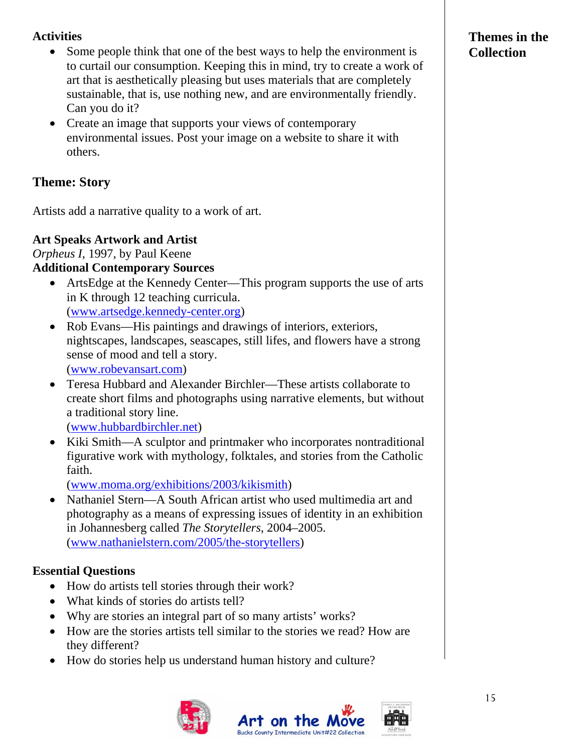**Activities**

- Some people think that one of the best ways to help the environment is to curtail our consumption. Keeping this in mind, try to create a work of art that is aesthetically pleasing but uses materials that are completely sustainable, that is, use nothing new, and are environmentally friendly. Can you do it?
- Create an image that supports your views of contemporary environmental issues. Post your image on a website to share it with others.

## Theme: Story

Artists add a narrative quality to a work of art.

**Art Speaks Artwork and Artist**

*Orpheus I*, 1997, by Paul Keene

**Additional Contemporary Sources**

- ArtsEdge at the Kennedy Center—This program supports the use of arts in K through 12 teaching curricula. (www.artsedge.kennedy-center.org)
- Rob Evans—His paintings and drawings of interiors, exteriors, nightscapes, landscapes, seascapes, still lifes, and flowers have a strong sense of mood and tell a story. (www.robevansart.com)
- Teresa Hubbard and Alexander Birchler—These artists collaborate to create short films and photographs using narrative elements, but without a traditional story line. (www.hubbardbirchler.net)
- Kiki Smith—A sculptor and printmaker who incorporates nontraditional figurative work with mythology, folktales, and stories from the Catholic faith. (www.moma.org/exhibitions/2003/kikismith)
- Nathaniel Stern—A South African artist who used multimedia art and photography as a means of expressing issues of identity in an exhibition in Johannesberg called *The Storytellers*, 2004–2005. (www.nathanielstern.com/2005/the-storytellers)

**Essential Questions**

- How do artists tell stories through their work?
- What kinds of stories do artists tell?
- Why are stories an integral part of so many artists' works?
- How are the stories artists tell similar to the stories we read? How are they different?
- How do stories help us understand human history and culture?

**Themes in the Collection**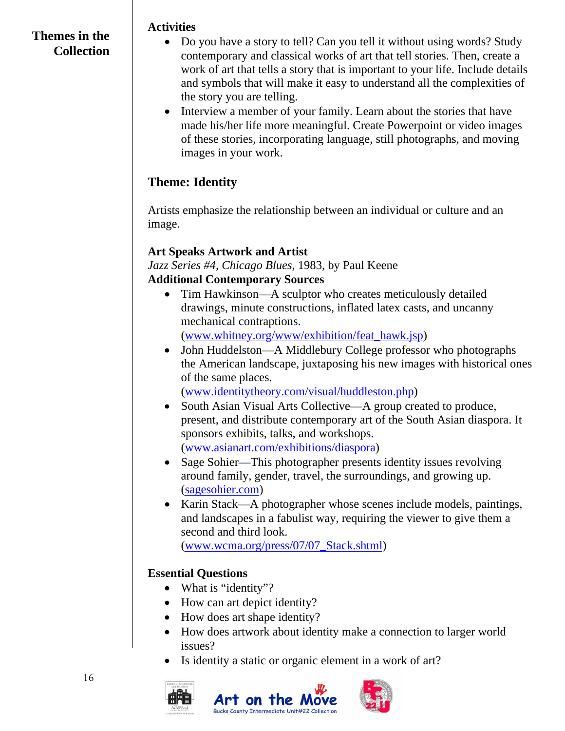**Themes in the Collection**

**Activities**

- Do you have a story to tell? Can you tell it without using words? Study contemporary and classical works of art that tell stories. Then, create a work of art that tells a story that is important to your life. Include details and symbols that will make it easy to understand all the complexities of the story you are telling.
- Interview a member of your family. Learn about the stories that have made his/her life more meaningful. Create Powerpoint or video images of these stories, incorporating language, still photographs, and moving images in your work.

## Theme: Identity

Artists emphasize the relationship between an individual or culture and an image.

**Art Speaks Artwork and Artist**

*Jazz Series #4*, *Chicago Blues*, 1983, by Paul Keene

**Additional Contemporary Sources**

- Tim Hawkinson—A sculptor who creates meticulously detailed drawings, minute constructions, inflated latex casts, and uncanny mechanical contraptions. (www.whitney.org/www/exhibition/feat_hawk.jsp)
- John Huddelston—A Middlebury College professor who photographs the American landscape, juxtaposing his new images with historical ones of the same places. (www.identitytheory.com/visual/huddleston.php)
- South Asian Visual Arts Collective—A group created to produce, present, and distribute contemporary art of the South Asian diaspora. It sponsors exhibits, talks, and workshops. (www.asianart.com/exhibitions/diaspora)
- Sage Sohier—This photographer presents identity issues revolving around family, gender, travel, the surroundings, and growing up. (sagesohier.com)
- Karin Stack—A photographer whose scenes include models, paintings, and landscapes in a fabulist way, requiring the viewer to give them a second and third look. (www.wcma.org/press/07/07_Stack.shtml)

**Essential Questions**

- What is "identity"?
- How can art depict identity?
- How does art shape identity?
- How does artwork about identity make a connection to larger world issues?
- Is identity a static or organic element in a work of art?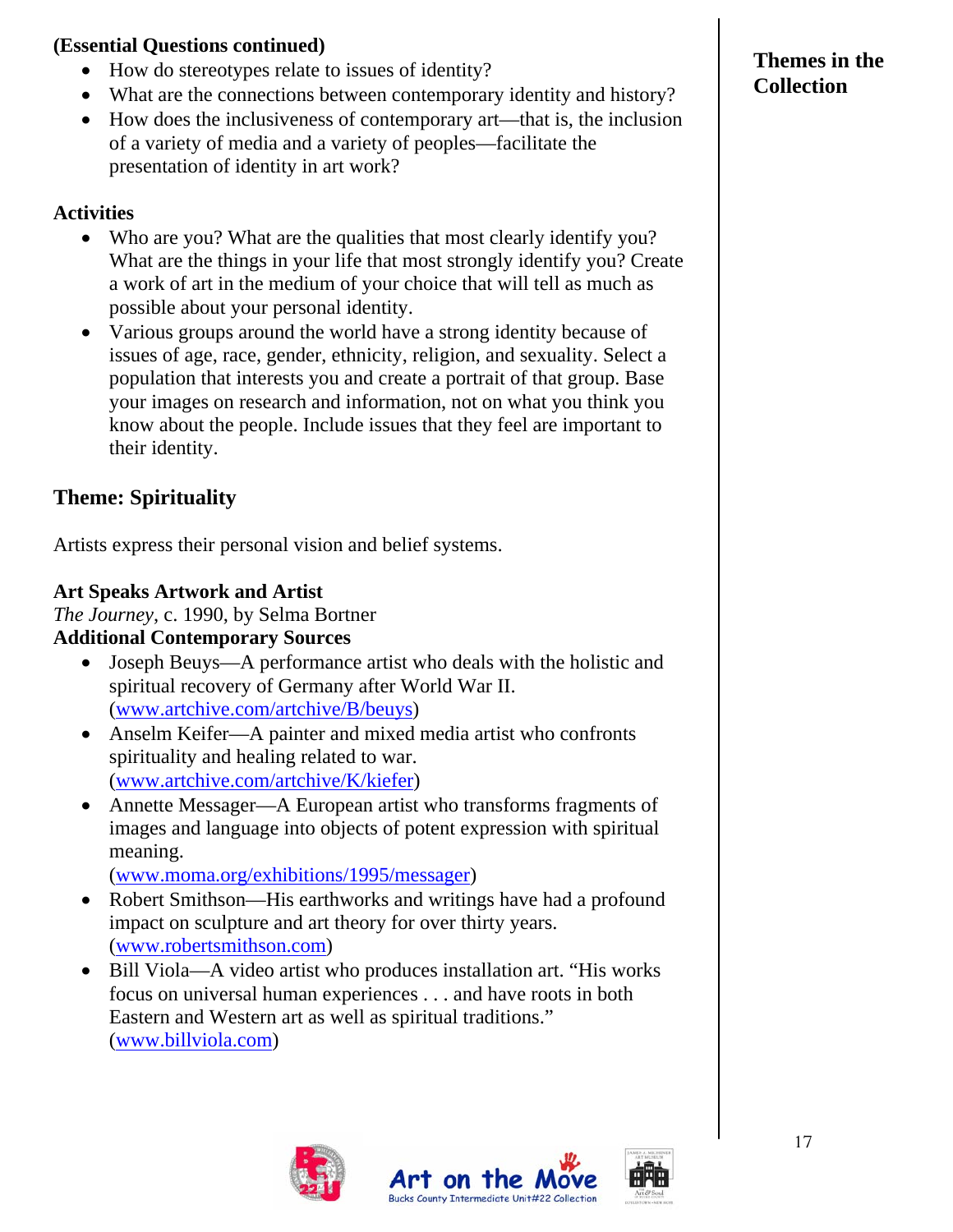**(Essential Questions continued)**

- How do stereotypes relate to issues of identity?
- What are the connections between contemporary identity and history?
- How does the inclusiveness of contemporary art—that is, the inclusion of a variety of media and a variety of peoples—facilitate the presentation of identity in art work?

**Activities**

- Who are you? What are the qualities that most clearly identify you? What are the things in your life that most strongly identify you? Create a work of art in the medium of your choice that will tell as much as possible about your personal identity.
- Various groups around the world have a strong identity because of issues of age, race, gender, ethnicity, religion, and sexuality. Select a population that interests you and create a portrait of that group. Base your images on research and information, not on what you think you know about the people. Include issues that they feel are important to their identity.

## Theme: Spirituality

Artists express their personal vision and belief systems.

**Art Speaks Artwork and Artist**
*The Journey*, c. 1990, by Selma Bortner
**Additional Contemporary Sources**

- Joseph Beuys—A performance artist who deals with the holistic and spiritual recovery of Germany after World War II. (www.artchive.com/artchive/B/beuys)
- Anselm Keifer—A painter and mixed media artist who confronts spirituality and healing related to war. (www.artchive.com/artchive/K/kiefer)
- Annette Messager—A European artist who transforms fragments of images and language into objects of potent expression with spiritual meaning. (www.moma.org/exhibitions/1995/messager)
- Robert Smithson—His earthworks and writings have had a profound impact on sculpture and art theory for over thirty years. (www.robertsmithson.com)
- Bill Viola—A video artist who produces installation art. "His works focus on universal human experiences . . . and have roots in both Eastern and Western art as well as spiritual traditions." (www.billviola.com)

**Themes in the Collection**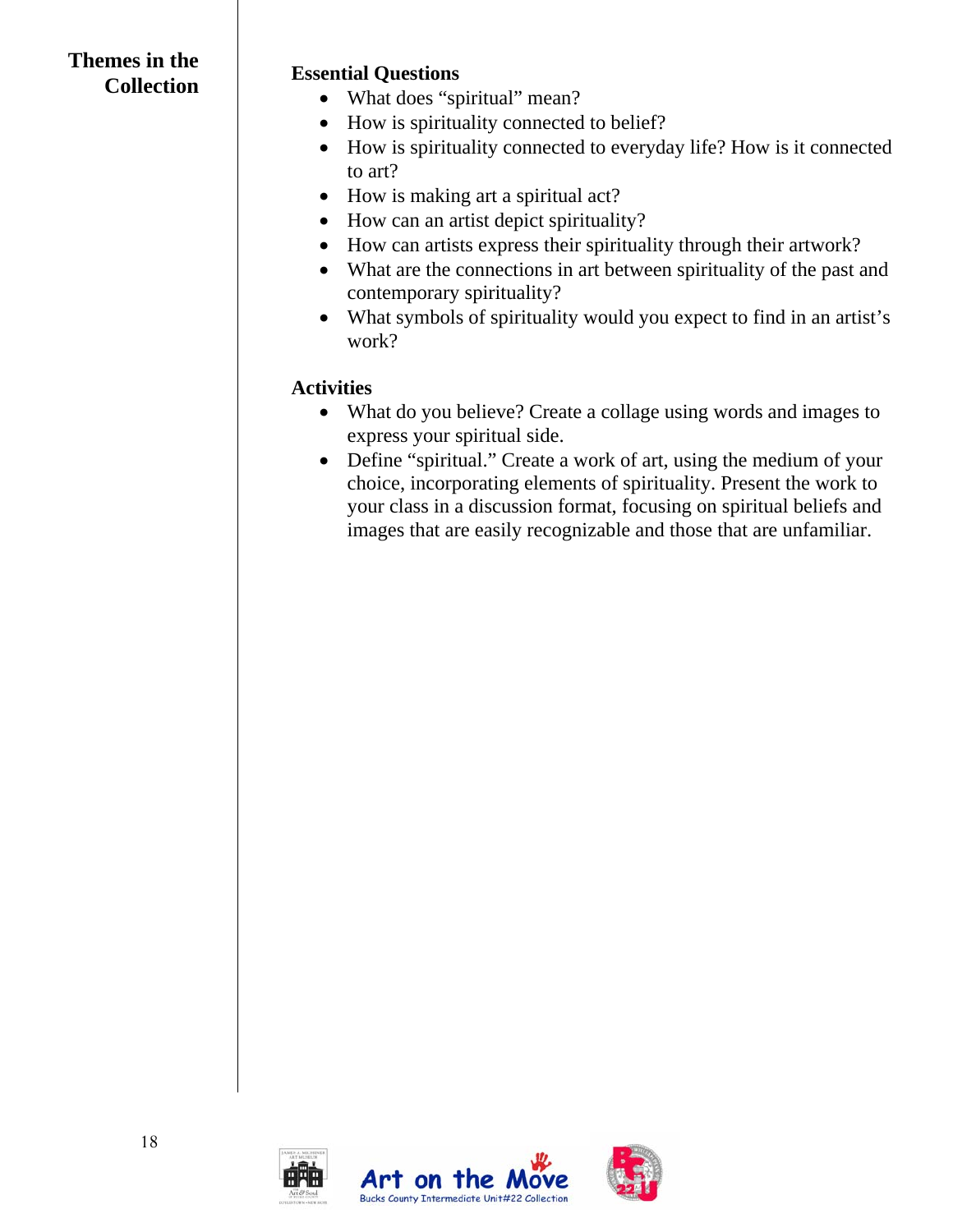## Themes in the Collection

### Essential Questions

- What does “spiritual” mean?
- How is spirituality connected to belief?
- How is spirituality connected to everyday life? How is it connected to art?
- How is making art a spiritual act?
- How can an artist depict spirituality?
- How can artists express their spirituality through their artwork?
- What are the connections in art between spirituality of the past and contemporary spirituality?
- What symbols of spirituality would you expect to find in an artist’s work?

### Activities

- What do you believe? Create a collage using words and images to express your spiritual side.
- Define “spiritual.” Create a work of art, using the medium of your choice, incorporating elements of spirituality. Present the work to your class in a discussion format, focusing on spiritual beliefs and images that are easily recognizable and those that are unfamiliar.